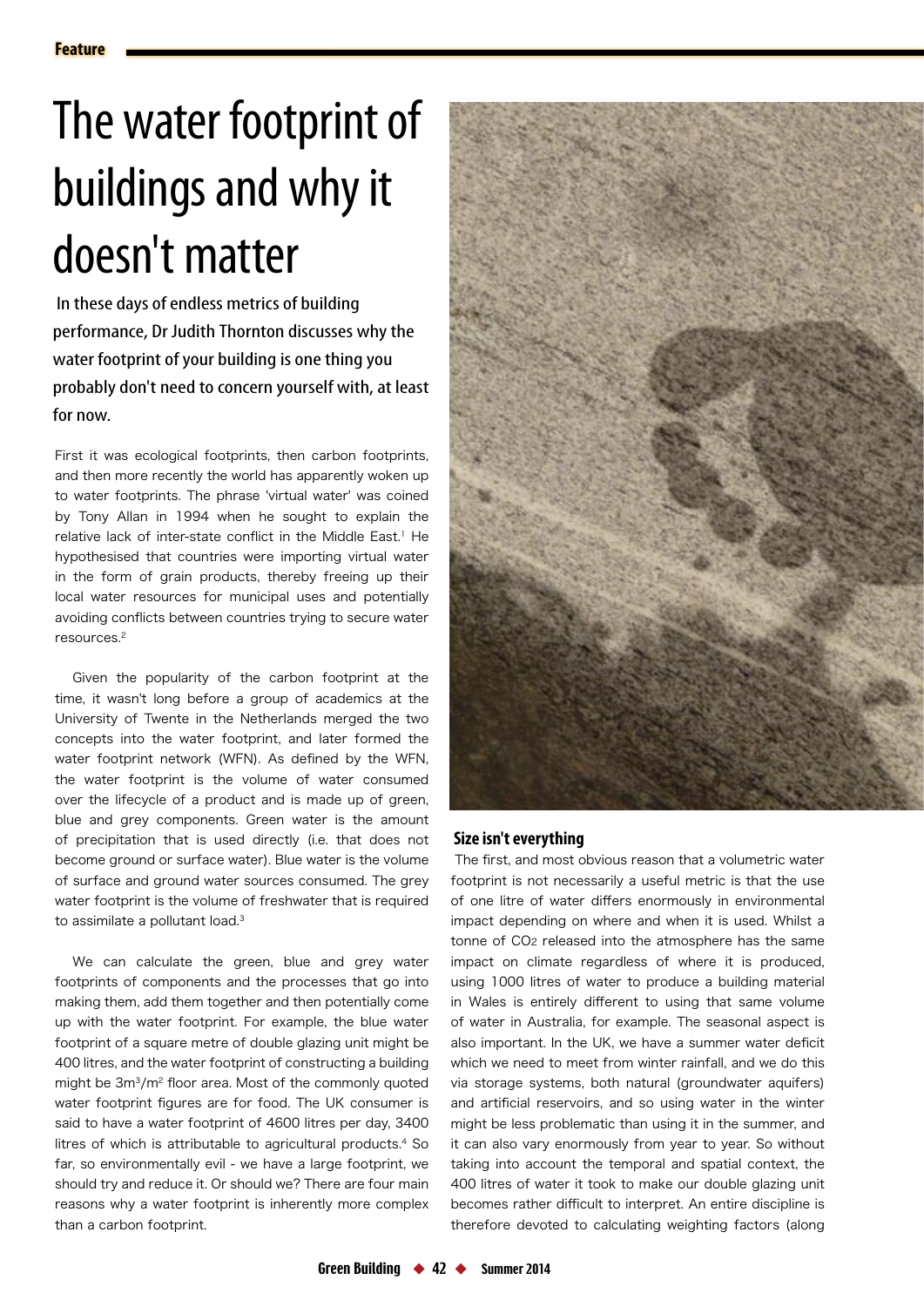# The water footprint of buildings and why it doesn't matter

**In these days of endless metrics of building performance, Dr Judith Thornton discusses why the water footprint of your building is one thing you probably don't need to concern yourself with, at least for now.**

First it was ecological footprints, then carbon footprints, and then more recently the world has apparently woken up to water footprints. The phrase 'virtual water' was coined by Tony Allan in 1994 when he sought to explain the relative lack of inter-state conflict in the Middle East.[1] He hypothesised that countries were importing virtual water in the form of grain products, thereby freeing up their local water resources for municipal uses and potentially avoiding conflicts between countries trying to secure water resources.[2]

Given the popularity of the carbon footprint at the time, it wasn't long before a group of academics at the University of Twente in the Netherlands merged the two concepts into the water footprint, and later formed the water footprint network (WFN). As defined by the WFN, the water footprint is the volume of water consumed over the lifecycle of a product and is made up of green, blue and grey components. Green water is the amount of precipitation that is used directly (i.e. that does not become ground or surface water). Blue water is the volume of surface and ground water sources consumed. The grey water footprint is the volume of freshwater that is required to assimilate a pollutant load.[3]

We can calculate the green, blue and grey water footprints of components and the processes that go into making them, add them together and then potentially come up with the water footprint. For example, the blue water footprint of a square metre of double glazing unit might be 400 litres, and the water footprint of constructing a building might be $3m^3/m^2$ floor area. Most of the commonly quoted water footprint figures are for food. The UK consumer is said to have a water footprint of 4600 litres per day, 3400 litres of which is attributable to agricultural products.[4] So far, so environmentally evil - we have a large footprint, we should try and reduce it. Or should we? There are four main reasons why a water footprint is inherently more complex than a carbon footprint.

## Size isn't everything

The first, and most obvious reason that a volumetric water footprint is not necessarily a useful metric is that the use of one litre of water differs enormously in environmental impact depending on where and when it is used. Whilst a tonne of $CO_2$ released into the atmosphere has the same impact on climate regardless of where it is produced, using 1000 litres of water to produce a building material in Wales is entirely different to using that same volume of water in Australia, for example. The seasonal aspect is also important. In the UK, we have a summer water deficit which we need to meet from winter rainfall, and we do this via storage systems, both natural (groundwater aquifers) and artificial reservoirs, and so using water in the winter might be less problematic than using it in the summer, and it can also vary enormously from year to year. So without taking into account the temporal and spatial context, the 400 litres of water it took to make our double glazing unit becomes rather difficult to interpret. An entire discipline is therefore devoted to calculating weighting factors (along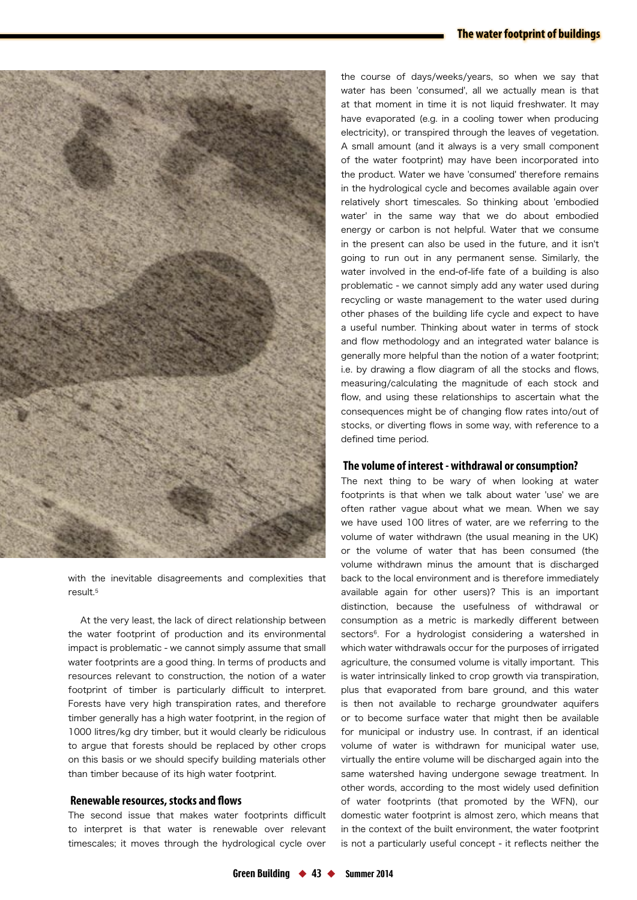with the inevitable disagreements and complexities that result.[5]

At the very least, the lack of direct relationship between the water footprint of production and its environmental impact is problematic - we cannot simply assume that small water footprints are a good thing. In terms of products and resources relevant to construction, the notion of a water footprint of timber is particularly difficult to interpret. Forests have very high transpiration rates, and therefore timber generally has a high water footprint, in the region of 1000 litres/kg dry timber, but it would clearly be ridiculous to argue that forests should be replaced by other crops on this basis or we should specify building materials other than timber because of its high water footprint.

## Renewable resources, stocks and flows

The second issue that makes water footprints difficult to interpret is that water is renewable over relevant timescales; it moves through the hydrological cycle over the course of days/weeks/years, so when we say that water has been 'consumed', all we actually mean is that at that moment in time it is not liquid freshwater. It may have evaporated (e.g. in a cooling tower when producing electricity), or transpired through the leaves of vegetation. A small amount (and it always is a very small component of the water footprint) may have been incorporated into the product. Water we have 'consumed' therefore remains in the hydrological cycle and becomes available again over relatively short timescales. So thinking about 'embodied water' in the same way that we do about embodied energy or carbon is not helpful. Water that we consume in the present can also be used in the future, and it isn't going to run out in any permanent sense. Similarly, the water involved in the end-of-life fate of a building is also problematic - we cannot simply add any water used during recycling or waste management to the water used during other phases of the building life cycle and expect to have a useful number. Thinking about water in terms of stock and flow methodology and an integrated water balance is generally more helpful than the notion of a water footprint; i.e. by drawing a flow diagram of all the stocks and flows, measuring/calculating the magnitude of each stock and flow, and using these relationships to ascertain what the consequences might be of changing flow rates into/out of stocks, or diverting flows in some way, with reference to a defined time period.

## The volume of interest - withdrawal or consumption?

The next thing to be wary of when looking at water footprints is that when we talk about water 'use' we are often rather vague about what we mean. When we say we have used 100 litres of water, are we referring to the volume of water withdrawn (the usual meaning in the UK) or the volume of water that has been consumed (the volume withdrawn minus the amount that is discharged back to the local environment and is therefore immediately available again for other users)? This is an important distinction, because the usefulness of withdrawal or consumption as a metric is markedly different between sectors[6]. For a hydrologist considering a watershed in which water withdrawals occur for the purposes of irrigated agriculture, the consumed volume is vitally important. This is water intrinsically linked to crop growth via transpiration, plus that evaporated from bare ground, and this water is then not available to recharge groundwater aquifers or to become surface water that might then be available for municipal or industry use. In contrast, if an identical volume of water is withdrawn for municipal water use, virtually the entire volume will be discharged again into the same watershed having undergone sewage treatment. In other words, according to the most widely used definition of water footprints (that promoted by the WFN), our domestic water footprint is almost zero, which means that in the context of the built environment, the water footprint is not a particularly useful concept - it reflects neither the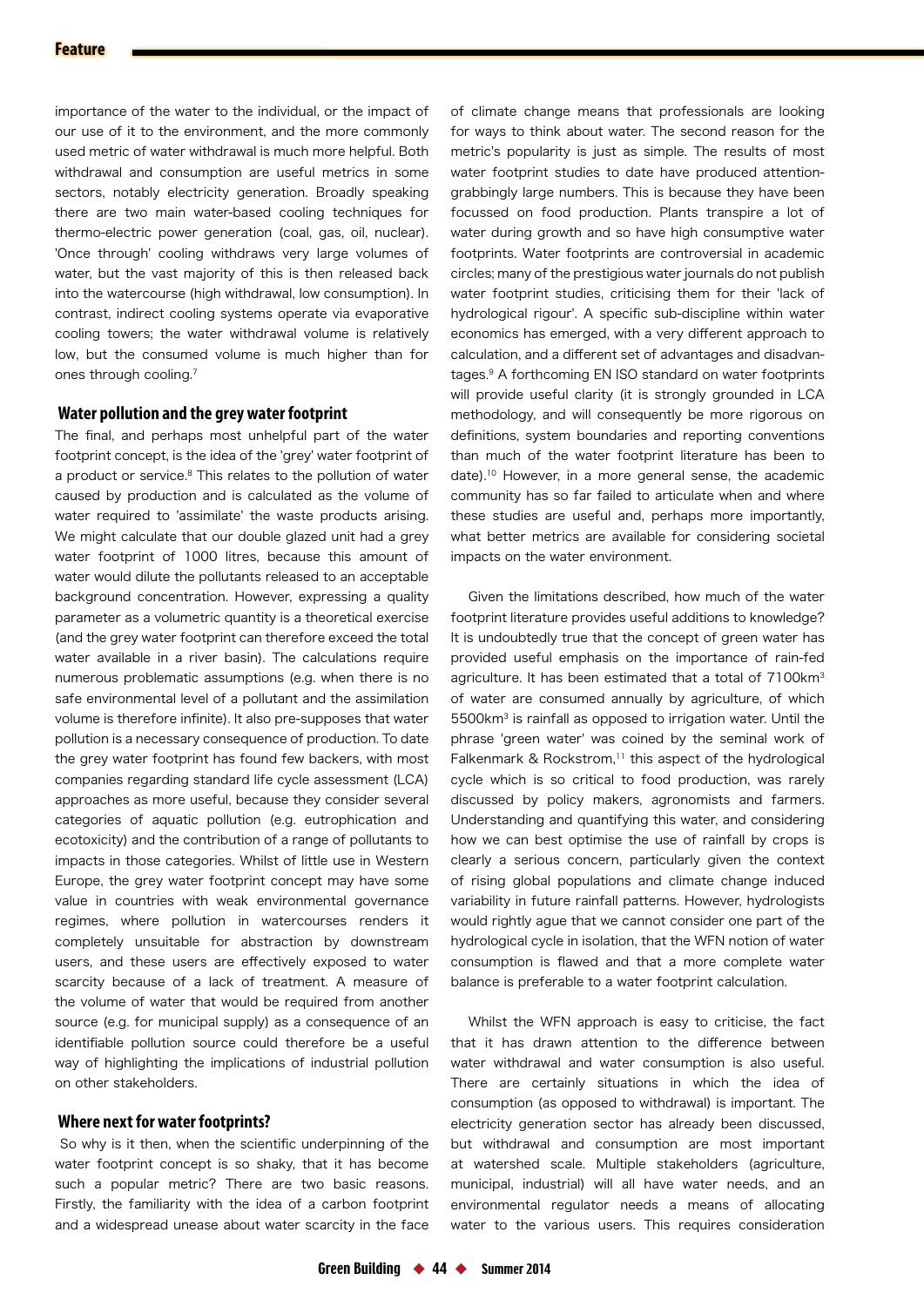importance of the water to the individual, or the impact of our use of it to the environment, and the more commonly used metric of water withdrawal is much more helpful. Both withdrawal and consumption are useful metrics in some sectors, notably electricity generation. Broadly speaking there are two main water-based cooling techniques for thermo-electric power generation (coal, gas, oil, nuclear). 'Once through' cooling withdraws very large volumes of water, but the vast majority of this is then released back into the watercourse (high withdrawal, low consumption). In contrast, indirect cooling systems operate via evaporative cooling towers; the water withdrawal volume is relatively low, but the consumed volume is much higher than for ones through cooling.[7]

## Water pollution and the grey water footprint

The final, and perhaps most unhelpful part of the water footprint concept, is the idea of the 'grey' water footprint of a product or service.[8] This relates to the pollution of water caused by production and is calculated as the volume of water required to 'assimilate' the waste products arising. We might calculate that our double glazed unit had a grey water footprint of 1000 litres, because this amount of water would dilute the pollutants released to an acceptable background concentration. However, expressing a quality parameter as a volumetric quantity is a theoretical exercise (and the grey water footprint can therefore exceed the total water available in a river basin). The calculations require numerous problematic assumptions (e.g. when there is no safe environmental level of a pollutant and the assimilation volume is therefore infinite). It also pre-supposes that water pollution is a necessary consequence of production. To date the grey water footprint has found few backers, with most companies regarding standard life cycle assessment (LCA) approaches as more useful, because they consider several categories of aquatic pollution (e.g. eutrophication and ecotoxicity) and the contribution of a range of pollutants to impacts in those categories. Whilst of little use in Western Europe, the grey water footprint concept may have some value in countries with weak environmental governance regimes, where pollution in watercourses renders it completely unsuitable for abstraction by downstream users, and these users are effectively exposed to water scarcity because of a lack of treatment. A measure of the volume of water that would be required from another source (e.g. for municipal supply) as a consequence of an identifiable pollution source could therefore be a useful way of highlighting the implications of industrial pollution on other stakeholders.

## Where next for water footprints?

So why is it then, when the scientific underpinning of the water footprint concept is so shaky, that it has become such a popular metric? There are two basic reasons. Firstly, the familiarity with the idea of a carbon footprint and a widespread unease about water scarcity in the face of climate change means that professionals are looking for ways to think about water. The second reason for the metric's popularity is just as simple. The results of most water footprint studies to date have produced attention-grabbingly large numbers. This is because they have been focussed on food production. Plants transpire a lot of water during growth and so have high consumptive water footprints. Water footprints are controversial in academic circles; many of the prestigious water journals do not publish water footprint studies, criticising them for their 'lack of hydrological rigour'. A specific sub-discipline within water economics has emerged, with a very different approach to calculation, and a different set of advantages and disadvantages.[9] A forthcoming EN ISO standard on water footprints will provide useful clarity (it is strongly grounded in LCA methodology, and will consequently be more rigorous on definitions, system boundaries and reporting conventions than much of the water footprint literature has been to date).[10] However, in a more general sense, the academic community has so far failed to articulate when and where these studies are useful and, perhaps more importantly, what better metrics are available for considering societal impacts on the water environment.

Given the limitations described, how much of the water footprint literature provides useful additions to knowledge? It is undoubtedly true that the concept of green water has provided useful emphasis on the importance of rain-fed agriculture. It has been estimated that a total of 7100km$^3$ of water are consumed annually by agriculture, of which 5500km$^3$ is rainfall as opposed to irrigation water. Until the phrase 'green water' was coined by the seminal work of Falkenmark & Rockstrom,[11] this aspect of the hydrological cycle which is so critical to food production, was rarely discussed by policy makers, agronomists and farmers. Understanding and quantifying this water, and considering how we can best optimise the use of rainfall by crops is clearly a serious concern, particularly given the context of rising global populations and climate change induced variability in future rainfall patterns. However, hydrologists would rightly ague that we cannot consider one part of the hydrological cycle in isolation, that the WFN notion of water consumption is flawed and that a more complete water balance is preferable to a water footprint calculation.

Whilst the WFN approach is easy to criticise, the fact that it has drawn attention to the difference between water withdrawal and water consumption is also useful. There are certainly situations in which the idea of consumption (as opposed to withdrawal) is important. The electricity generation sector has already been discussed, but withdrawal and consumption are most important at watershed scale. Multiple stakeholders (agriculture, municipal, industrial) will all have water needs, and an environmental regulator needs a means of allocating water to the various users. This requires consideration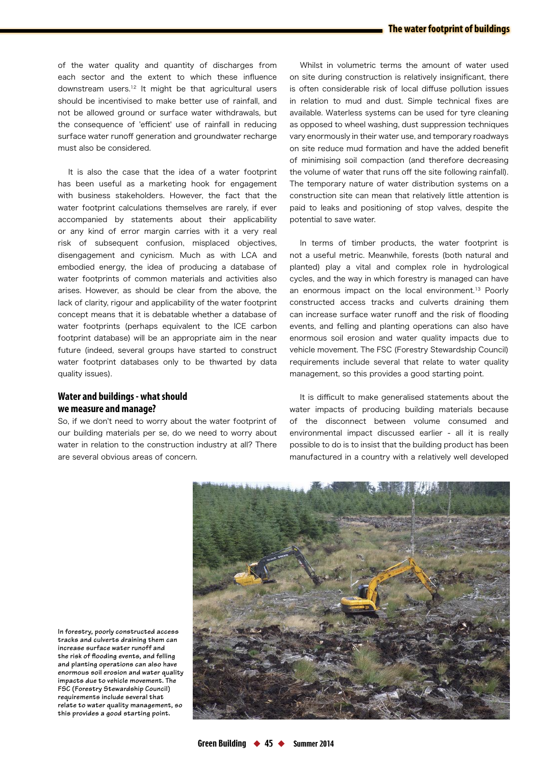of the water quality and quantity of discharges from each sector and the extent to which these influence downstream users.[12] It might be that agricultural users should be incentivised to make better use of rainfall, and not be allowed ground or surface water withdrawals, but the consequence of 'efficient' use of rainfall in reducing surface water runoff generation and groundwater recharge must also be considered.

It is also the case that the idea of a water footprint has been useful as a marketing hook for engagement with business stakeholders. However, the fact that the water footprint calculations themselves are rarely, if ever accompanied by statements about their applicability or any kind of error margin carries with it a very real risk of subsequent confusion, misplaced objectives, disengagement and cynicism. Much as with LCA and embodied energy, the idea of producing a database of water footprints of common materials and activities also arises. However, as should be clear from the above, the lack of clarity, rigour and applicability of the water footprint concept means that it is debatable whether a database of water footprints (perhaps equivalent to the ICE carbon footprint database) will be an appropriate aim in the near future (indeed, several groups have started to construct water footprint databases only to be thwarted by data quality issues).

## Water and buildings - what should we measure and manage?

So, if we don't need to worry about the water footprint of our building materials per se, do we need to worry about water in relation to the construction industry at all? There are several obvious areas of concern.

Whilst in volumetric terms the amount of water used on site during construction is relatively insignificant, there is often considerable risk of local diffuse pollution issues in relation to mud and dust. Simple technical fixes are available. Waterless systems can be used for tyre cleaning as opposed to wheel washing, dust suppression techniques vary enormously in their water use, and temporary roadways on site reduce mud formation and have the added benefit of minimising soil compaction (and therefore decreasing the volume of water that runs off the site following rainfall). The temporary nature of water distribution systems on a construction site can mean that relatively little attention is paid to leaks and positioning of stop valves, despite the potential to save water.

In terms of timber products, the water footprint is not a useful metric. Meanwhile, forests (both natural and planted) play a vital and complex role in hydrological cycles, and the way in which forestry is managed can have an enormous impact on the local environment.[13] Poorly constructed access tracks and culverts draining them can increase surface water runoff and the risk of flooding events, and felling and planting operations can also have enormous soil erosion and water quality impacts due to vehicle movement. The FSC (Forestry Stewardship Council) requirements include several that relate to water quality management, so this provides a good starting point.

It is difficult to make generalised statements about the water impacts of producing building materials because of the disconnect between volume consumed and environmental impact discussed earlier - all it is really possible to do is to insist that the building product has been manufactured in a country with a relatively well developed

**In forestry, poorly constructed access tracks and culverts draining them can increase surface water runoff and the risk of flooding events, and felling and planting operations can also have enormous soil erosion and water quality impacts due to vehicle movement. The FSC (Forestry Stewardship Council) requirements include several that relate to water quality management, so this provides a good starting point.**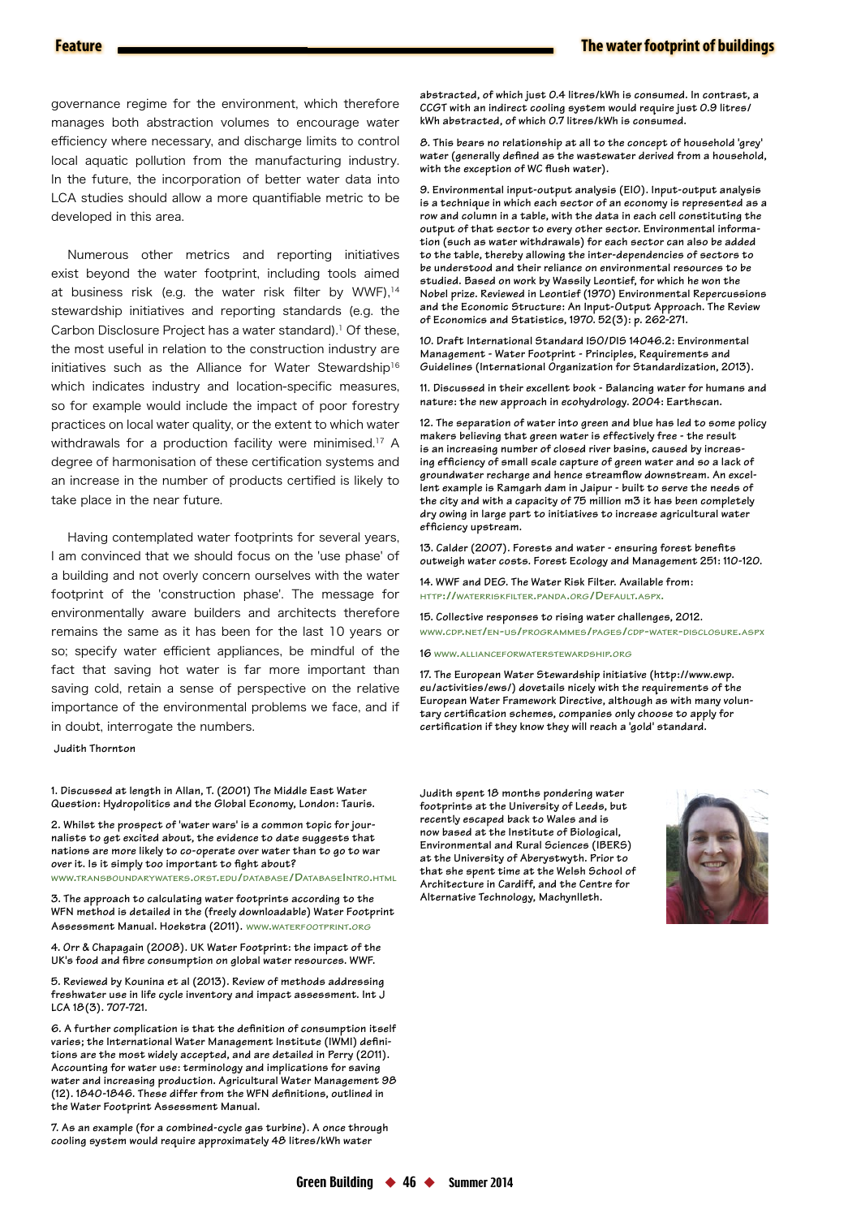governance regime for the environment, which therefore manages both abstraction volumes to encourage water efficiency where necessary, and discharge limits to control local aquatic pollution from the manufacturing industry. In the future, the incorporation of better water data into LCA studies should allow a more quantifiable metric to be developed in this area.

Numerous other metrics and reporting initiatives exist beyond the water footprint, including tools aimed at business risk (e.g. the water risk filter by WWF),[14] stewardship initiatives and reporting standards (e.g. the Carbon Disclosure Project has a water standard).[1] Of these, the most useful in relation to the construction industry are initiatives such as the Alliance for Water Stewardship[16] which indicates industry and location-specific measures, so for example would include the impact of poor forestry practices on local water quality, or the extent to which water withdrawals for a production facility were minimised.[17] A degree of harmonisation of these certification systems and an increase in the number of products certified is likely to take place in the near future.

Having contemplated water footprints for several years, I am convinced that we should focus on the 'use phase' of a building and not overly concern ourselves with the water footprint of the 'construction phase'. The message for environmentally aware builders and architects therefore remains the same as it has been for the last 10 years or so; specify water efficient appliances, be mindful of the fact that saving hot water is far more important than saving cold, retain a sense of perspective on the relative importance of the environmental problems we face, and if in doubt, interrogate the numbers.

Judith Thornton

1. Discussed at length in Allan, T. (2001) The Middle East Water Question: Hydropolitics and the Global Economy, London: Tauris.

2. Whilst the prospect of 'water wars' is a common topic for journalists to get excited about, the evidence to date suggests that nations are more likely to co-operate over water than to go to war over it. Is it simply too important to fight about? www.transboundarywaters.orst.edu/database/DatabaseIntro.html

3. The approach to calculating water footprints according to the WFN method is detailed in the (freely downloadable) Water Footprint Assessment Manual. Hoekstra (2011). www.waterfootprint.org

4. Orr & Chapagain (2008). UK Water Footprint: the impact of the UK's food and fibre consumption on global water resources. WWF.

5. Reviewed by Kounina et al (2013). Review of methods addressing freshwater use in life cycle inventory and impact assessment. Int J LCA 18(3). 707-721.

6. A further complication is that the definition of consumption itself varies; the International Water Management Institute (IWMI) definitions are the most widely accepted, and are detailed in Perry (2011). Accounting for water use: terminology and implications for saving water and increasing production. Agricultural Water Management 98 (12). 1840-1846. These differ from the WFN definitions, outlined in the Water Footprint Assessment Manual.

7. As an example (for a combined-cycle gas turbine). A once through cooling system would require approximately 48 litres/kWh water abstracted, of which just 0.4 litres/kWh is consumed. In contrast, a CCGT with an indirect cooling system would require just 0.9 litres/kWh abstracted, of which 0.7 litres/kWh is consumed.

8. This bears no relationship at all to the concept of household 'grey' water (generally defined as the wastewater derived from a household, with the exception of WC flush water).

9. Environmental input-output analysis (EIO). Input-output analysis is a technique in which each sector of an economy is represented as a row and column in a table, with the data in each cell constituting the output of that sector to every other sector. Environmental information (such as water withdrawals) for each sector can also be added to the table, thereby allowing the inter-dependencies of sectors to be understood and their reliance on environmental resources to be studied. Based on work by Wassily Leontief, for which he won the Nobel prize. Reviewed in Leontief (1970) Environmental Repercussions and the Economic Structure: An Input-Output Approach. The Review of Economics and Statistics, 1970. 52(3): p. 262-271.

10. Draft International Standard ISO/DIS 14046.2: Environmental Management - Water Footprint - Principles, Requirements and Guidelines (International Organization for Standardization, 2013).

11. Discussed in their excellent book - Balancing water for humans and nature: the new approach in ecohydrology. 2004: Earthscan.

12. The separation of water into green and blue has led to some policy makers believing that green water is effectively free - the result is an increasing number of closed river basins, caused by increasing efficiency of small scale capture of green water and so a lack of groundwater recharge and hence streamflow downstream. An excellent example is Ramgarh dam in Jaipur - built to serve the needs of the city and with a capacity of 75 million m3 it has been completely dry owing in large part to initiatives to increase agricultural water efficiency upstream.

13. Calder (2007). Forests and water - ensuring forest benefits outweigh water costs. Forest Ecology and Management 251: 110-120.

14. WWF and DEG. The Water Risk Filter. Available from: http://waterriskfilter.panda.org/Default.aspx.

15. Collective responses to rising water challenges, 2012. www.cdp.net/en-us/programmes/pages/cdp-water-disclosure.aspx

16 www.allianceforwaterstewardship.org

17. The European Water Stewardship initiative (http://www.ewp.eu/activities/ews/) dovetails nicely with the requirements of the European Water Framework Directive, although as with many voluntary certification schemes, companies only choose to apply for certification if they know they will reach a 'gold' standard.

Judith spent 18 months pondering water footprints at the University of Leeds, but recently escaped back to Wales and is now based at the Institute of Biological, Environmental and Rural Sciences (IBERS) at the University of Aberystwyth. Prior to that she spent time at the Welsh School of Architecture in Cardiff, and the Centre for Alternative Technology, Machynlleth.